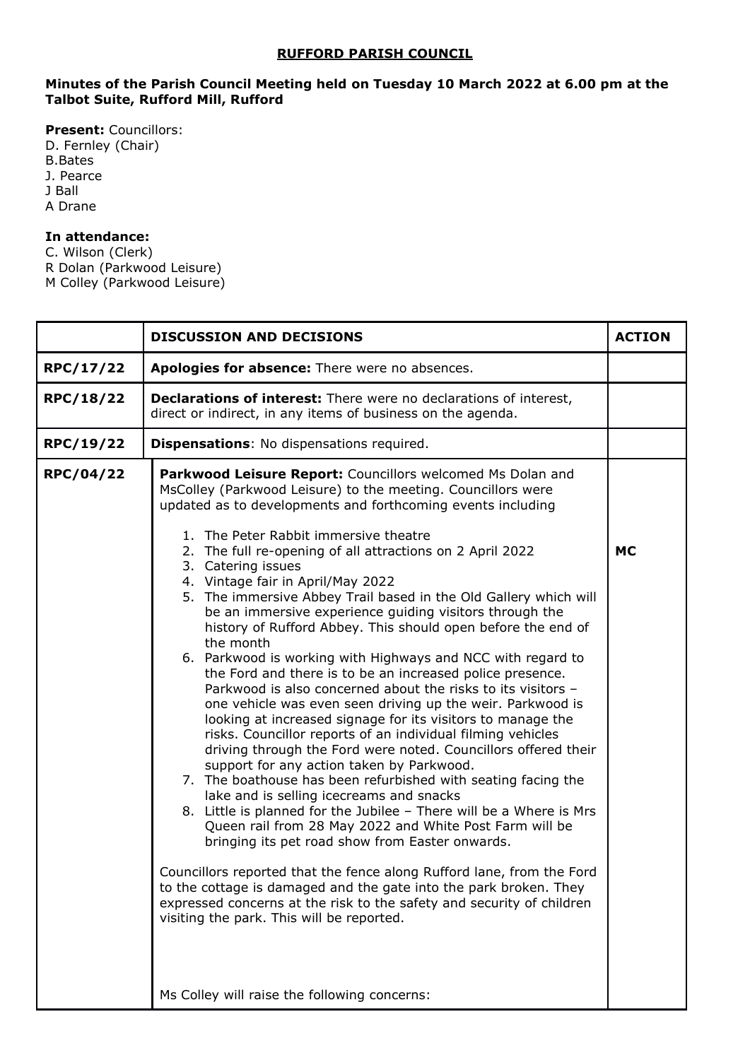# RUFFORD PARISH COUNCIL

**Minutes of the Parish Council Meeting held on Tuesday 10 March 2022 at 6.00 pm at the Talbot Suite, Rufford Mill, Rufford**

**Present:** Councillors:
D. Fernley (Chair)
B.Bates
J. Pearce
J Ball
A Drane

**In attendance:**
C. Wilson (Clerk)
R Dolan (Parkwood Leisure)
M Colley (Parkwood Leisure)

| | DISCUSSION AND DECISIONS | ACTION |
|---|---|---|
| RPC/17/22 | **Apologies for absence:** There were no absences. | |
| RPC/18/22 | **Declarations of interest:** There were no declarations of interest, direct or indirect, in any items of business on the agenda. | |
| RPC/19/22 | **Dispensations**: No dispensations required. | |
| RPC/04/22 | **Parkwood Leisure Report:** Councillors welcomed Ms Dolan and MsColley (Parkwood Leisure) to the meeting. Councillors were updated as to developments and forthcoming events including<br><br>1. The Peter Rabbit immersive theatre<br>2. The full re-opening of all attractions on 2 April 2022<br>3. Catering issues<br>4. Vintage fair in April/May 2022<br>5. The immersive Abbey Trail based in the Old Gallery which will be an immersive experience guiding visitors through the history of Rufford Abbey. This should open before the end of the month<br>6. Parkwood is working with Highways and NCC with regard to the Ford and there is to be an increased police presence. Parkwood is also concerned about the risks to its visitors – one vehicle was even seen driving up the weir. Parkwood is looking at increased signage for its visitors to manage the risks. Councillor reports of an individual filming vehicles driving through the Ford were noted. Councillors offered their support for any action taken by Parkwood.<br>7. The boathouse has been refurbished with seating facing the lake and is selling icecreams and snacks<br>8. Little is planned for the Jubilee – There will be a Where is Mrs Queen rail from 28 May 2022 and White Post Farm will be bringing its pet road show from Easter onwards.<br><br>Councillors reported that the fence along Rufford lane, from the Ford to the cottage is damaged and the gate into the park broken. They expressed concerns at the risk to the safety and security of children visiting the park. This will be reported.<br><br>Ms Colley will raise the following concerns: | MC |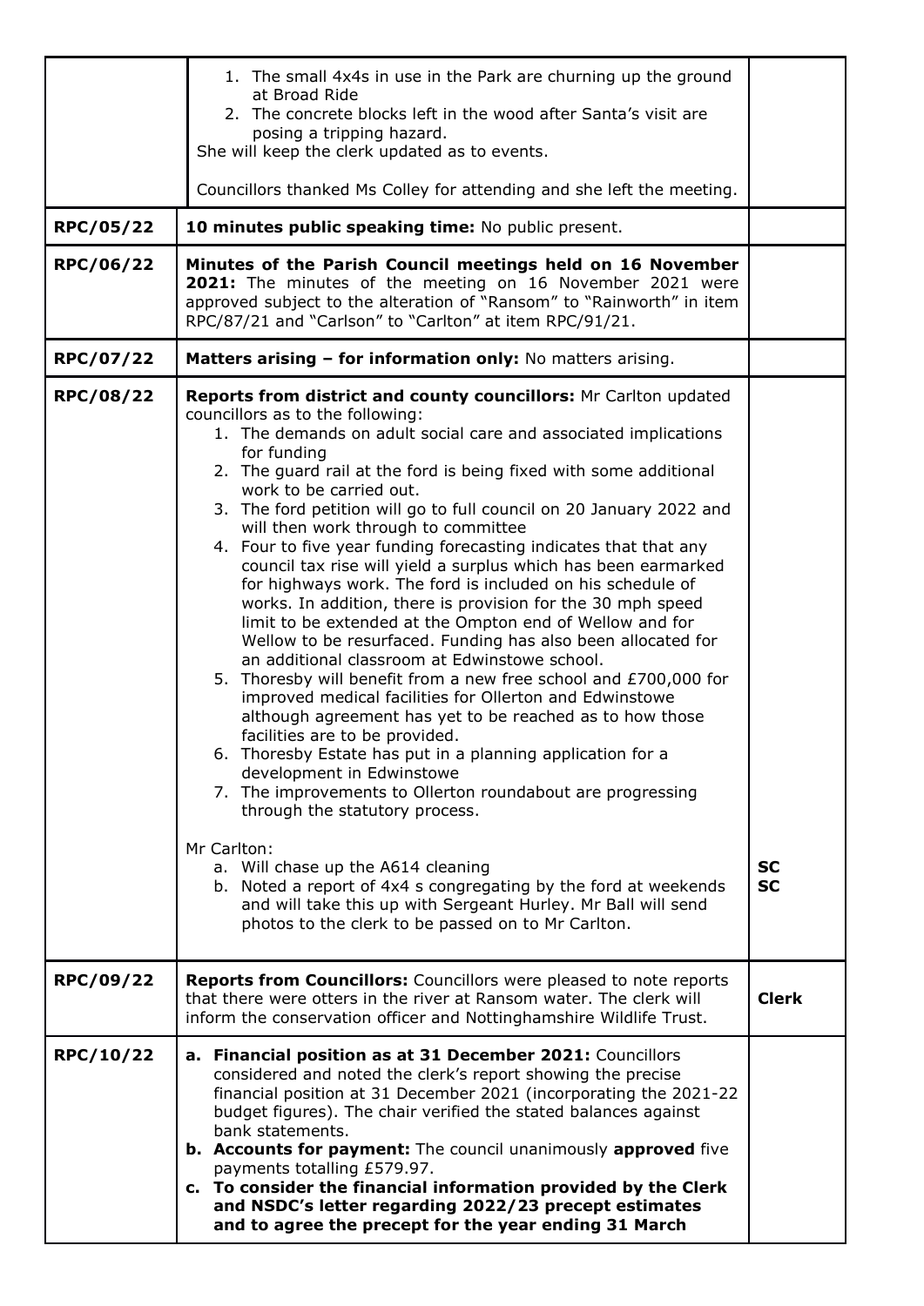| | | |
|---|---|---|
| | 1. The small 4x4s in use in the Park are churning up the ground at Broad Ride<br>2. The concrete blocks left in the wood after Santa's visit are posing a tripping hazard.<br>She will keep the clerk updated as to events.<br><br>Councillors thanked Ms Colley for attending and she left the meeting. | |
| **RPC/05/22** | **10 minutes public speaking time:** No public present. | |
| **RPC/06/22** | **Minutes of the Parish Council meetings held on 16 November 2021:** The minutes of the meeting on 16 November 2021 were approved subject to the alteration of "Ransom" to "Rainworth" in item RPC/87/21 and "Carlson" to "Carlton" at item RPC/91/21. | |
| **RPC/07/22** | **Matters arising – for information only:** No matters arising. | |
| **RPC/08/22** | **Reports from district and county councillors:** Mr Carlton updated councillors as to the following:<br>1. The demands on adult social care and associated implications for funding<br>2. The guard rail at the ford is being fixed with some additional work to be carried out.<br>3. The ford petition will go to full council on 20 January 2022 and will then work through to committee<br>4. Four to five year funding forecasting indicates that that any council tax rise will yield a surplus which has been earmarked for highways work. The ford is included on his schedule of works. In addition, there is provision for the 30 mph speed limit to be extended at the Ompton end of Wellow and for Wellow to be resurfaced. Funding has also been allocated for an additional classroom at Edwinstowe school.<br>5. Thoresby will benefit from a new free school and £700,000 for improved medical facilities for Ollerton and Edwinstowe although agreement has yet to be reached as to how those facilities are to be provided.<br>6. Thoresby Estate has put in a planning application for a development in Edwinstowe<br>7. The improvements to Ollerton roundabout are progressing through the statutory process.<br><br>Mr Carlton:<br>a. Will chase up the A614 cleaning<br>b. Noted a report of 4x4 s congregating by the ford at weekends and will take this up with Sergeant Hurley. Mr Ball will send photos to the clerk to be passed on to Mr Carlton. | <br><br><br><br><br><br><br><br><br><br><br><br><br><br><br><br><br><br><br><br><br>**SC**<br>**SC** |
| **RPC/09/22** | **Reports from Councillors:** Councillors were pleased to note reports that there were otters in the river at Ransom water. The clerk will inform the conservation officer and Nottinghamshire Wildlife Trust. | **Clerk** |
| **RPC/10/22** | **a. Financial position as at 31 December 2021:** Councillors considered and noted the clerk's report showing the precise financial position at 31 December 2021 (incorporating the 2021-22 budget figures). The chair verified the stated balances against bank statements.<br>**b. Accounts for payment:** The council unanimously **approved** five payments totalling £579.97.<br>**c. To consider the financial information provided by the Clerk and NSDC's letter regarding 2022/23 precept estimates and to agree the precept for the year ending 31 March** | |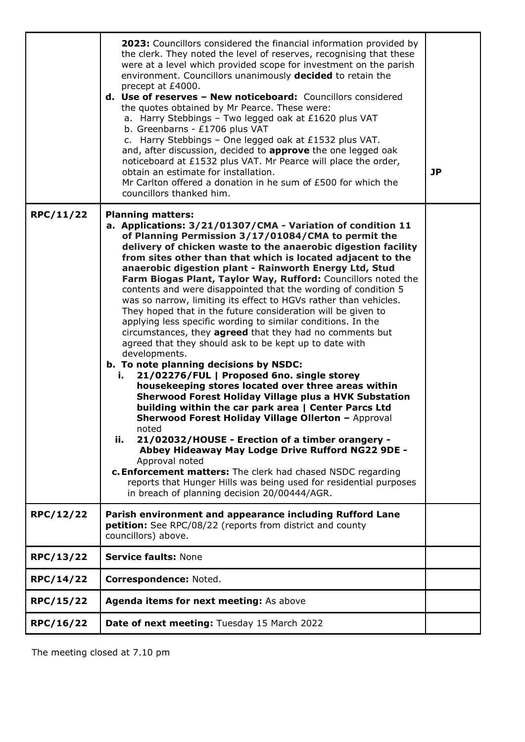| | | |
|---|---|---|
| | **2023:** Councillors considered the financial information provided by the clerk. They noted the level of reserves, recognising that these were at a level which provided scope for investment on the parish environment. Councillors unanimously **decided** to retain the precept at £4000.<br>**d. Use of reserves – New noticeboard:** Councillors considered the quotes obtained by Mr Pearce. These were:<br>a. Harry Stebbings – Two legged oak at £1620 plus VAT<br>b. Greenbarns - £1706 plus VAT<br>c. Harry Stebbings – One legged oak at £1532 plus VAT.<br>and, after discussion, decided to **approve** the one legged oak noticeboard at £1532 plus VAT. Mr Pearce will place the order, obtain an estimate for installation.<br>Mr Carlton offered a donation in he sum of £500 for which the councillors thanked him. | **JP** |
| **RPC/11/22** | **Planning matters:**<br>**a. Applications: 3/21/01307/CMA - Variation of condition 11 of Planning Permission 3/17/01084/CMA to permit the delivery of chicken waste to the anaerobic digestion facility from sites other than that which is located adjacent to the anaerobic digestion plant - Rainworth Energy Ltd, Stud Farm Biogas Plant, Taylor Way, Rufford:** Councillors noted the contents and were disappointed that the wording of condition 5 was so narrow, limiting its effect to HGVs rather than vehicles. They hoped that in the future consideration will be given to applying less specific wording to similar conditions. In the circumstances, they **agreed** that they had no comments but agreed that they should ask to be kept up to date with developments.<br>**b. To note planning decisions by NSDC:**<br>**i. 21/02276/FUL \| Proposed 6no. single storey housekeeping stores located over three areas within Sherwood Forest Holiday Village plus a HVK Substation building within the car park area \| Center Parcs Ltd Sherwood Forest Holiday Village Ollerton –** Approval noted<br>**ii. 21/02032/HOUSE - Erection of a timber orangery - Abbey Hideaway May Lodge Drive Rufford NG22 9DE -** Approval noted<br>**c. Enforcement matters:** The clerk had chased NSDC regarding reports that Hunger Hills was being used for residential purposes in breach of planning decision 20/00444/AGR. | |
| **RPC/12/22** | **Parish environment and appearance including Rufford Lane petition:** See RPC/08/22 (reports from district and county councillors) above. | |
| **RPC/13/22** | **Service faults:** None | |
| **RPC/14/22** | **Correspondence:** Noted. | |
| **RPC/15/22** | **Agenda items for next meeting:** As above | |
| **RPC/16/22** | **Date of next meeting:** Tuesday 15 March 2022 | |

The meeting closed at 7.10 pm